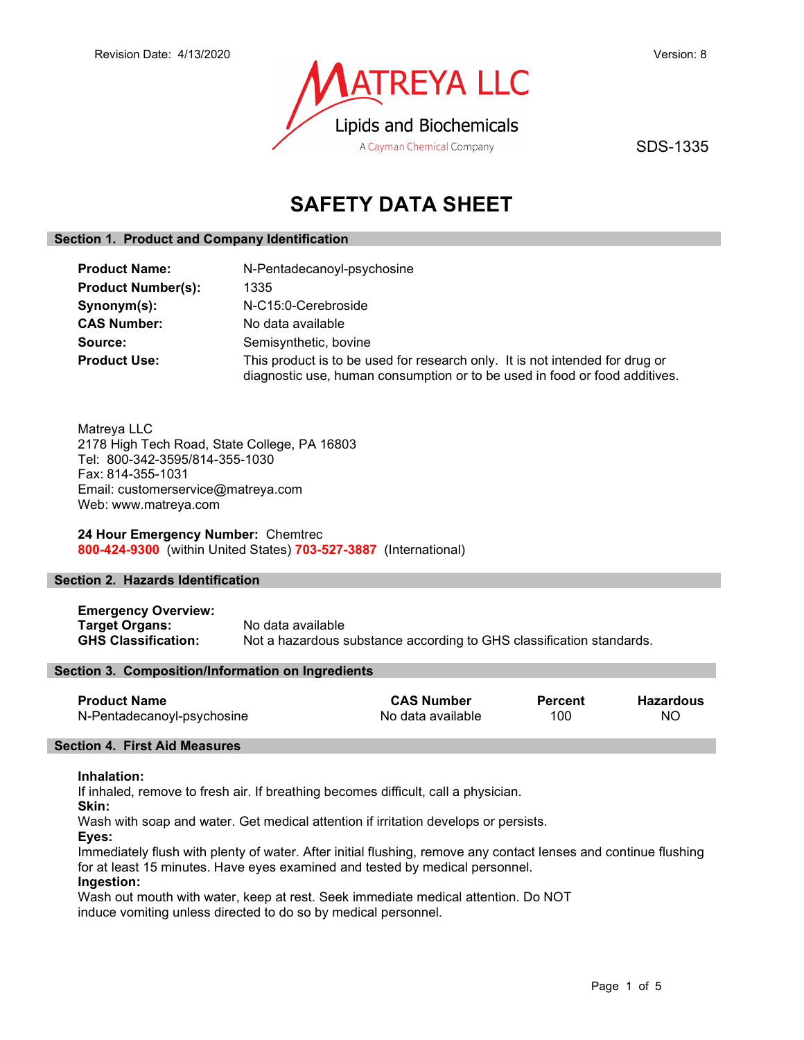Revision Date: 4/13/2020

Version: 8

MATREYA LLC
Lipids and Biochemicals
A Cayman Chemical Company

SDS-1335

# SAFETY DATA SHEET

## Section 1. Product and Company Identification

**Product Name:** N-Pentadecanoyl-psychosine
**Product Number(s):** 1335
**Synonym(s):** N-C15:0-Cerebroside
**CAS Number:** No data available
**Source:** Semisynthetic, bovine
**Product Use:** This product is to be used for research only. It is not intended for drug or diagnostic use, human consumption or to be used in food or food additives.

Matreya LLC
2178 High Tech Road, State College, PA 16803
Tel: 800-342-3595/814-355-1030
Fax: 814-355-1031
Email: customerservice@matreya.com
Web: www.matreya.com

**24 Hour Emergency Number:** Chemtrec
**800-424-9300** (within United States) **703-527-3887** (International)

## Section 2. Hazards Identification

**Emergency Overview:**
**Target Organs:** No data available
**GHS Classification:** Not a hazardous substance according to GHS classification standards.

## Section 3. Composition/Information on Ingredients

| Product Name | CAS Number | Percent | Hazardous |
|---|---|---|---|
| N-Pentadecanoyl-psychosine | No data available | 100 | NO |

## Section 4. First Aid Measures

**Inhalation:**
If inhaled, remove to fresh air. If breathing becomes difficult, call a physician.
**Skin:**
Wash with soap and water. Get medical attention if irritation develops or persists.
**Eyes:**
Immediately flush with plenty of water. After initial flushing, remove any contact lenses and continue flushing for at least 15 minutes. Have eyes examined and tested by medical personnel.
**Ingestion:**
Wash out mouth with water, keep at rest. Seek immediate medical attention. Do NOT induce vomiting unless directed to do so by medical personnel.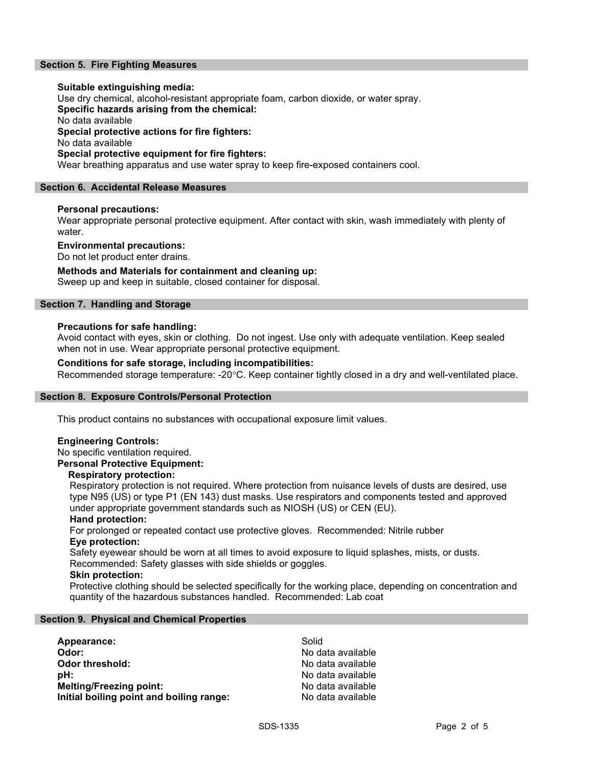## Section 5. Fire Fighting Measures

**Suitable extinguishing media:**
Use dry chemical, alcohol-resistant appropriate foam, carbon dioxide, or water spray.
**Specific hazards arising from the chemical:**
No data available
**Special protective actions for fire fighters:**
No data available
**Special protective equipment for fire fighters:**
Wear breathing apparatus and use water spray to keep fire-exposed containers cool.

## Section 6. Accidental Release Measures

**Personal precautions:**
Wear appropriate personal protective equipment. After contact with skin, wash immediately with plenty of water.

**Environmental precautions:**
Do not let product enter drains.

**Methods and Materials for containment and cleaning up:**
Sweep up and keep in suitable, closed container for disposal.

## Section 7. Handling and Storage

**Precautions for safe handling:**
Avoid contact with eyes, skin or clothing. Do not ingest. Use only with adequate ventilation. Keep sealed when not in use. Wear appropriate personal protective equipment.

**Conditions for safe storage, including incompatibilities:**
Recommended storage temperature: -20°C. Keep container tightly closed in a dry and well-ventilated place.

## Section 8. Exposure Controls/Personal Protection

This product contains no substances with occupational exposure limit values.

**Engineering Controls:**
No specific ventilation required.
**Personal Protective Equipment:**
**Respiratory protection:**
Respiratory protection is not required. Where protection from nuisance levels of dusts are desired, use type N95 (US) or type P1 (EN 143) dust masks. Use respirators and components tested and approved under appropriate government standards such as NIOSH (US) or CEN (EU).
**Hand protection:**
For prolonged or repeated contact use protective gloves. Recommended: Nitrile rubber
**Eye protection:**
Safety eyewear should be worn at all times to avoid exposure to liquid splashes, mists, or dusts. Recommended: Safety glasses with side shields or goggles.
**Skin protection:**
Protective clothing should be selected specifically for the working place, depending on concentration and quantity of the hazardous substances handled. Recommended: Lab coat

## Section 9. Physical and Chemical Properties

| | |
|---|---|
| **Appearance:** | Solid |
| **Odor:** | No data available |
| **Odor threshold:** | No data available |
| **pH:** | No data available |
| **Melting/Freezing point:** | No data available |
| **Initial boiling point and boiling range:** | No data available |

SDS-1335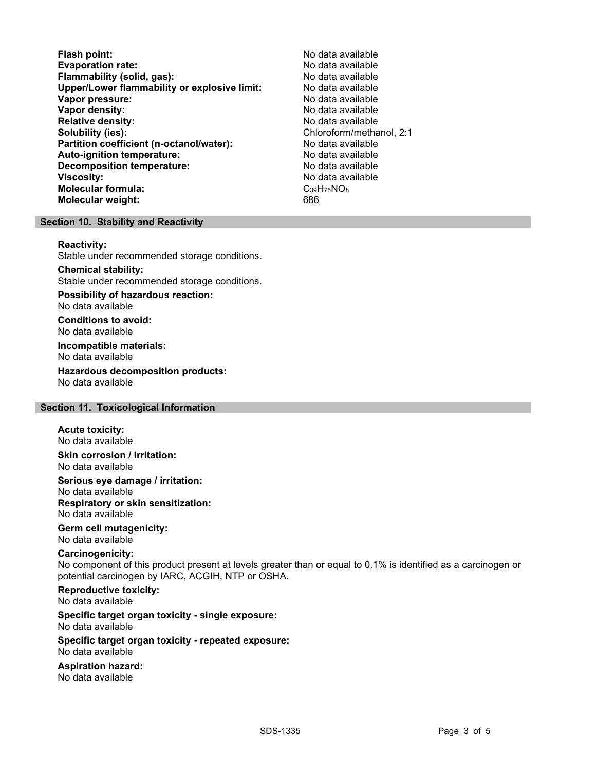| | |
|---|---|
| **Flash point:** | No data available |
| **Evaporation rate:** | No data available |
| **Flammability (solid, gas):** | No data available |
| **Upper/Lower flammability or explosive limit:** | No data available |
| **Vapor pressure:** | No data available |
| **Vapor density:** | No data available |
| **Relative density:** | No data available |
| **Solubility (ies):** | Chloroform/methanol, 2:1 |
| **Partition coefficient (n-octanol/water):** | No data available |
| **Auto-ignition temperature:** | No data available |
| **Decomposition temperature:** | No data available |
| **Viscosity:** | No data available |
| **Molecular formula:** | $C_{39}H_{75}NO_8$ |
| **Molecular weight:** | 686 |

## Section 10. Stability and Reactivity

**Reactivity:**
Stable under recommended storage conditions.

**Chemical stability:**
Stable under recommended storage conditions.

**Possibility of hazardous reaction:**
No data available

**Conditions to avoid:**
No data available

**Incompatible materials:**
No data available

**Hazardous decomposition products:**
No data available

## Section 11. Toxicological Information

**Acute toxicity:**
No data available

**Skin corrosion / irritation:**
No data available

**Serious eye damage / irritation:**
No data available

**Respiratory or skin sensitization:**
No data available

**Germ cell mutagenicity:**
No data available

**Carcinogenicity:**
No component of this product present at levels greater than or equal to 0.1% is identified as a carcinogen or potential carcinogen by IARC, ACGIH, NTP or OSHA.

**Reproductive toxicity:**
No data available

**Specific target organ toxicity - single exposure:**
No data available

**Specific target organ toxicity - repeated exposure:**
No data available

**Aspiration hazard:**
No data available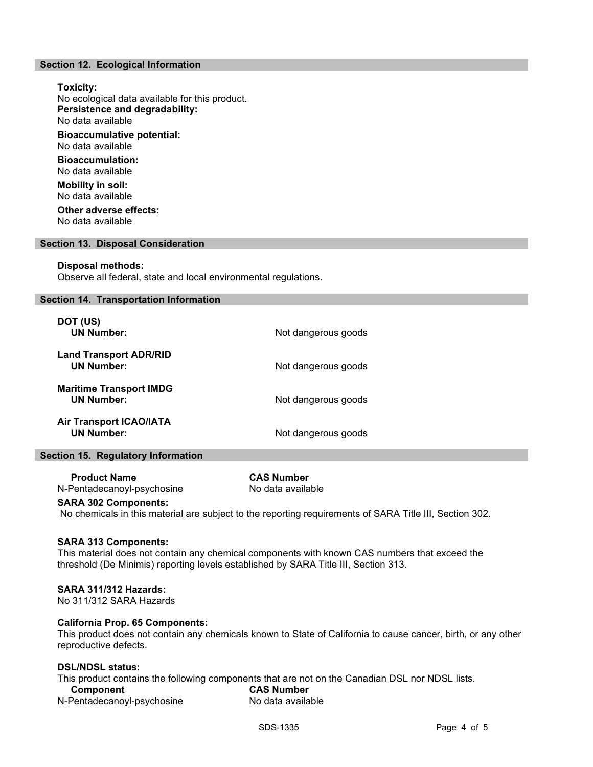## Section 12. Ecological Information

**Toxicity:**
No ecological data available for this product.

**Persistence and degradability:**
No data available

**Bioaccumulative potential:**
No data available

**Bioaccumulation:**
No data available

**Mobility in soil:**
No data available

**Other adverse effects:**
No data available

## Section 13. Disposal Consideration

**Disposal methods:**
Observe all federal, state and local environmental regulations.

## Section 14. Transportation Information

**DOT (US)**
**UN Number:** Not dangerous goods

**Land Transport ADR/RID**
**UN Number:** Not dangerous goods

**Maritime Transport IMDG**
**UN Number:** Not dangerous goods

**Air Transport ICAO/IATA**
**UN Number:** Not dangerous goods

## Section 15. Regulatory Information

| Product Name | CAS Number |
| --- | --- |
| N-Pentadecanoyl-psychosine | No data available |

**SARA 302 Components:**
No chemicals in this material are subject to the reporting requirements of SARA Title III, Section 302.

**SARA 313 Components:**
This material does not contain any chemical components with known CAS numbers that exceed the threshold (De Minimis) reporting levels established by SARA Title III, Section 313.

**SARA 311/312 Hazards:**
No 311/312 SARA Hazards

**California Prop. 65 Components:**
This product does not contain any chemicals known to State of California to cause cancer, birth, or any other reproductive defects.

**DSL/NDSL status:**
This product contains the following components that are not on the Canadian DSL nor NDSL lists.

| Component | CAS Number |
| --- | --- |
| N-Pentadecanoyl-psychosine | No data available |

SDS-1335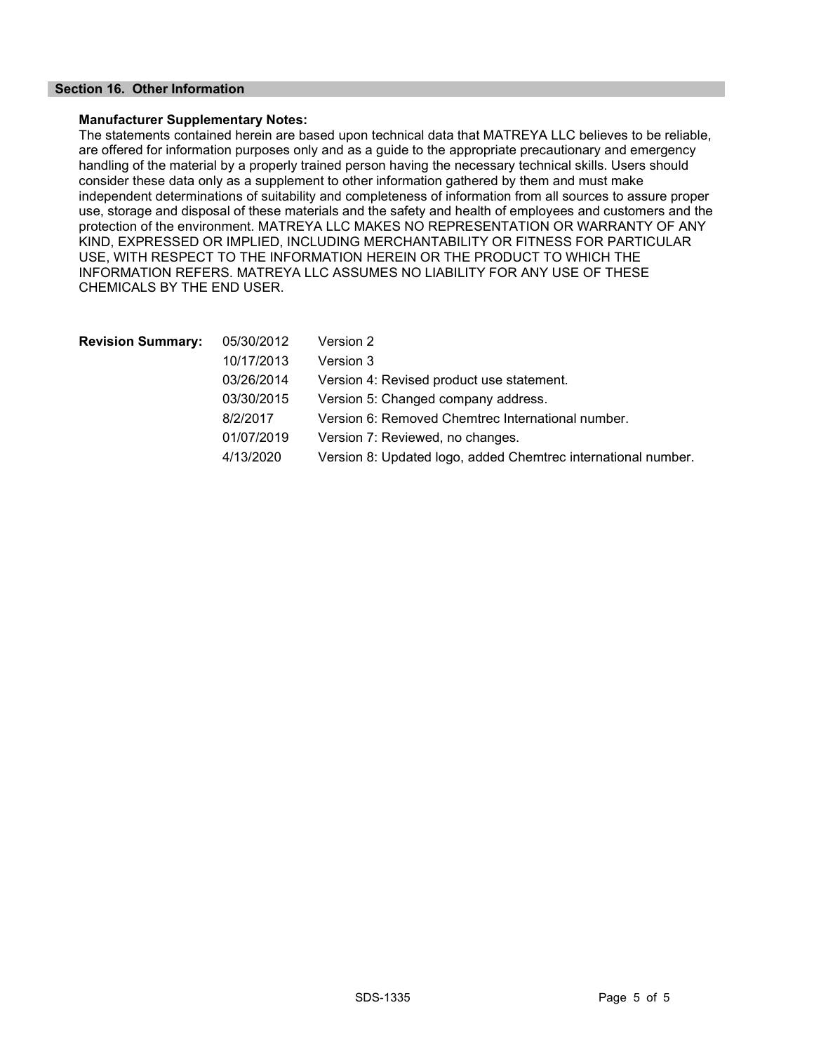## Section 16. Other Information

**Manufacturer Supplementary Notes:**

The statements contained herein are based upon technical data that MATREYA LLC believes to be reliable, are offered for information purposes only and as a guide to the appropriate precautionary and emergency handling of the material by a properly trained person having the necessary technical skills. Users should consider these data only as a supplement to other information gathered by them and must make independent determinations of suitability and completeness of information from all sources to assure proper use, storage and disposal of these materials and the safety and health of employees and customers and the protection of the environment. MATREYA LLC MAKES NO REPRESENTATION OR WARRANTY OF ANY KIND, EXPRESSED OR IMPLIED, INCLUDING MERCHANTABILITY OR FITNESS FOR PARTICULAR USE, WITH RESPECT TO THE INFORMATION HEREIN OR THE PRODUCT TO WHICH THE INFORMATION REFERS. MATREYA LLC ASSUMES NO LIABILITY FOR ANY USE OF THESE CHEMICALS BY THE END USER.

| | | |
|---|---|---|
| **Revision Summary:** | 05/30/2012 | Version 2 |
| | 10/17/2013 | Version 3 |
| | 03/26/2014 | Version 4: Revised product use statement. |
| | 03/30/2015 | Version 5: Changed company address. |
| | 8/2/2017 | Version 6: Removed Chemtrec International number. |
| | 01/07/2019 | Version 7: Reviewed, no changes. |
| | 4/13/2020 | Version 8: Updated logo, added Chemtrec international number. |

SDS-1335